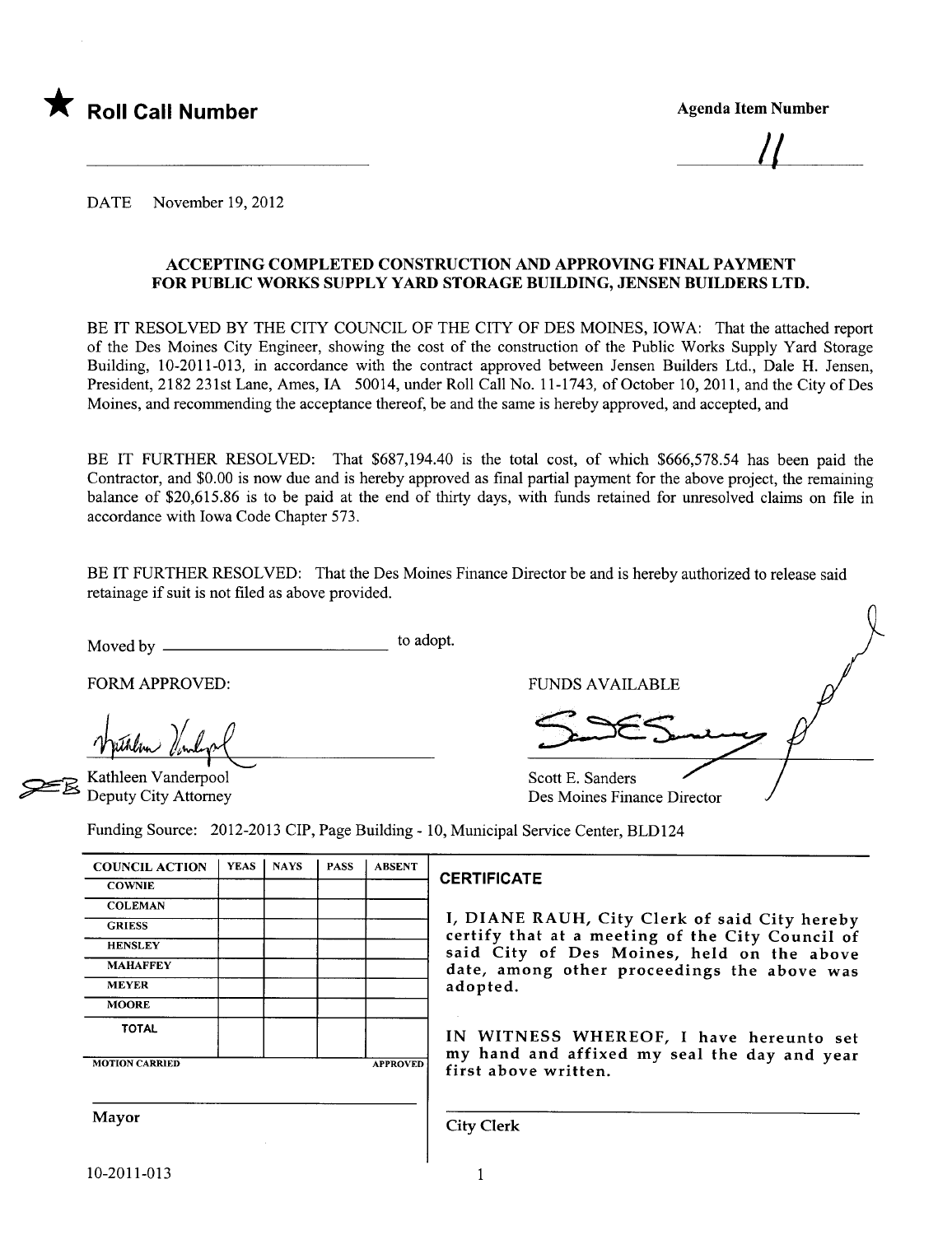★ **Roll Call Number**

**Agenda Item Number**

11

DATE November 19, 2012

## ACCEPTING COMPLETED CONSTRUCTION AND APPROVING FINAL PAYMENT FOR PUBLIC WORKS SUPPLY YARD STORAGE BUILDING, JENSEN BUILDERS LTD.

BE IT RESOLVED BY THE CITY COUNCIL OF THE CITY OF DES MOINES, IOWA: That the attached report of the Des Moines City Engineer, showing the cost of the construction of the Public Works Supply Yard Storage Building, 10-2011-013, in accordance with the contract approved between Jensen Builders Ltd., Dale H. Jensen, President, 2182 231st Lane, Ames, IA 50014, under Roll Call No. 11-1743, of October 10, 2011, and the City of Des Moines, and recommending the acceptance thereof, be and the same is hereby approved, and accepted, and

BE IT FURTHER RESOLVED: That $687,194.40 is the total cost, of which $666,578.54 has been paid the Contractor, and $0.00 is now due and is hereby approved as final partial payment for the above project, the remaining balance of $20,615.86 is to be paid at the end of thirty days, with funds retained for unresolved claims on file in accordance with Iowa Code Chapter 573.

BE IT FURTHER RESOLVED: That the Des Moines Finance Director be and is hereby authorized to release said retainage if suit is not filed as above provided.

Moved by ____________________ to adopt.

FORM APPROVED:

Kathleen Vanderpool
Deputy City Attorney

FUNDS AVAILABLE

Scott E. Sanders
Des Moines Finance Director

Funding Source: 2012-2013 CIP, Page Building - 10, Municipal Service Center, BLD124

| COUNCIL ACTION | YEAS | NAYS | PASS | ABSENT |
|---|---|---|---|---|
| COWNIE | | | | |
| COLEMAN | | | | |
| GRIESS | | | | |
| HENSLEY | | | | |
| MAHAFFEY | | | | |
| MEYER | | | | |
| MOORE | | | | |
| TOTAL | | | | |
| MOTION CARRIED | | | | APPROVED |

Mayor

**CERTIFICATE**

I, DIANE RAUH, City Clerk of said City hereby certify that at a meeting of the City Council of said City of Des Moines, held on the above date, among other proceedings the above was adopted.

IN WITNESS WHEREOF, I have hereunto set my hand and affixed my seal the day and year first above written.

City Clerk

10-2011-013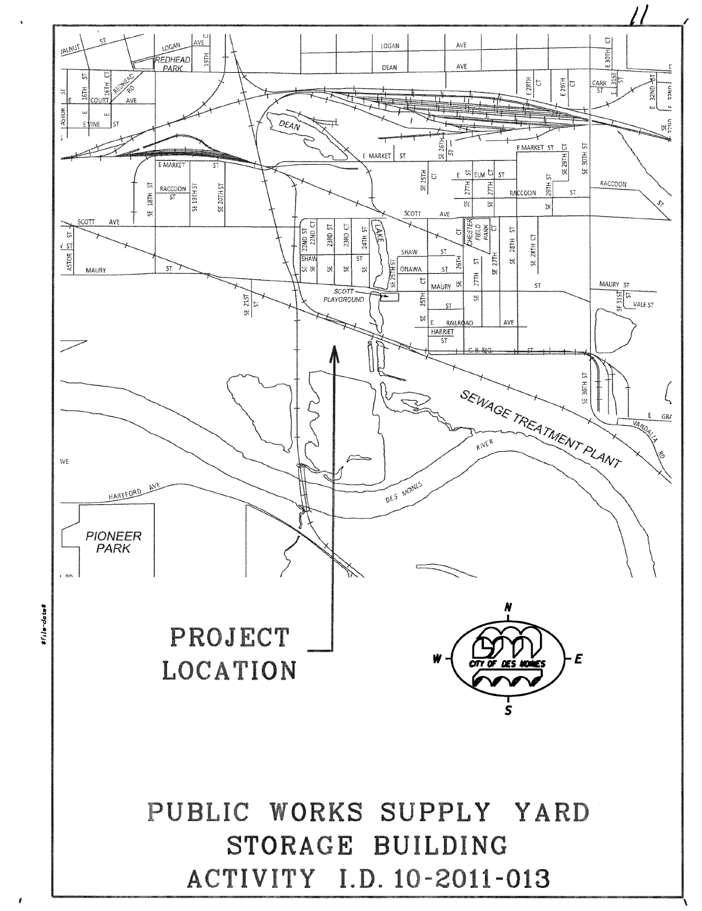PROJECT LOCATION

# PUBLIC WORKS SUPPLY YARD STORAGE BUILDING ACTIVITY I.D. 10-2011-013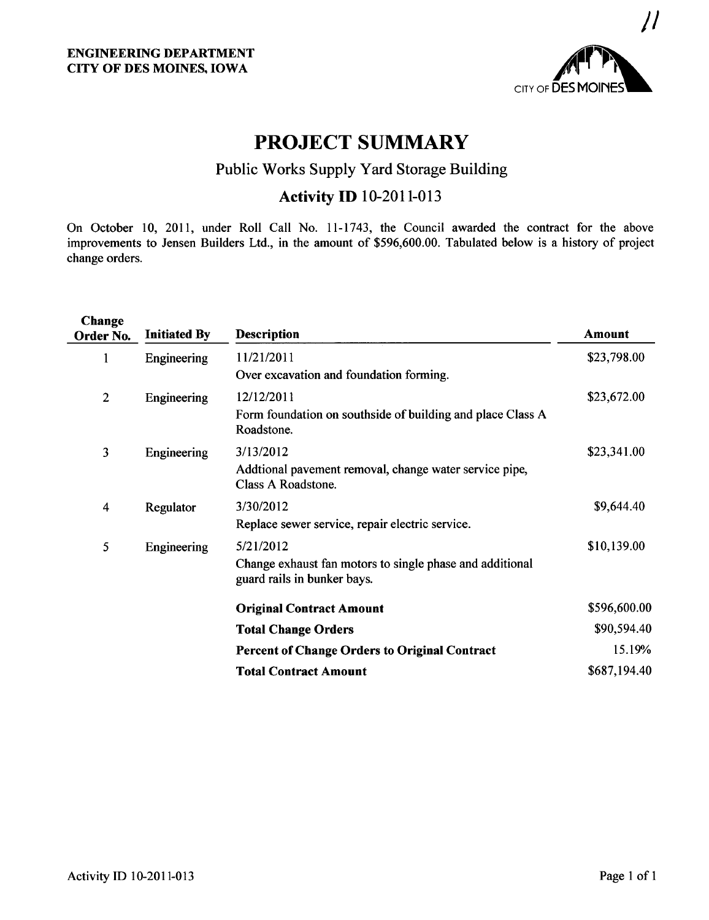**ENGINEERING DEPARTMENT**
**CITY OF DES MOINES, IOWA**

# PROJECT SUMMARY

## Public Works Supply Yard Storage Building

### Activity ID 10-2011-013

On October 10, 2011, under Roll Call No. 11-1743, the Council awarded the contract for the above improvements to Jensen Builders Ltd., in the amount of $596,600.00. Tabulated below is a history of project change orders.

| Change Order No. | Initiated By | Description | Amount |
|---|---|---|---|
| 1 | Engineering | 11/21/2011<br>Over excavation and foundation forming. | $23,798.00 |
| 2 | Engineering | 12/12/2011<br>Form foundation on southside of building and place Class A Roadstone. | $23,672.00 |
| 3 | Engineering | 3/13/2012<br>Addtional pavement removal, change water service pipe, Class A Roadstone. | $23,341.00 |
| 4 | Regulator | 3/30/2012<br>Replace sewer service, repair electric service. | $9,644.40 |
| 5 | Engineering | 5/21/2012<br>Change exhaust fan motors to single phase and additional guard rails in bunker bays. | $10,139.00 |
| | | **Original Contract Amount** | $596,600.00 |
| | | **Total Change Orders** | $90,594.40 |
| | | **Percent of Change Orders to Original Contract** | 15.19% |
| | | **Total Contract Amount** | $687,194.40 |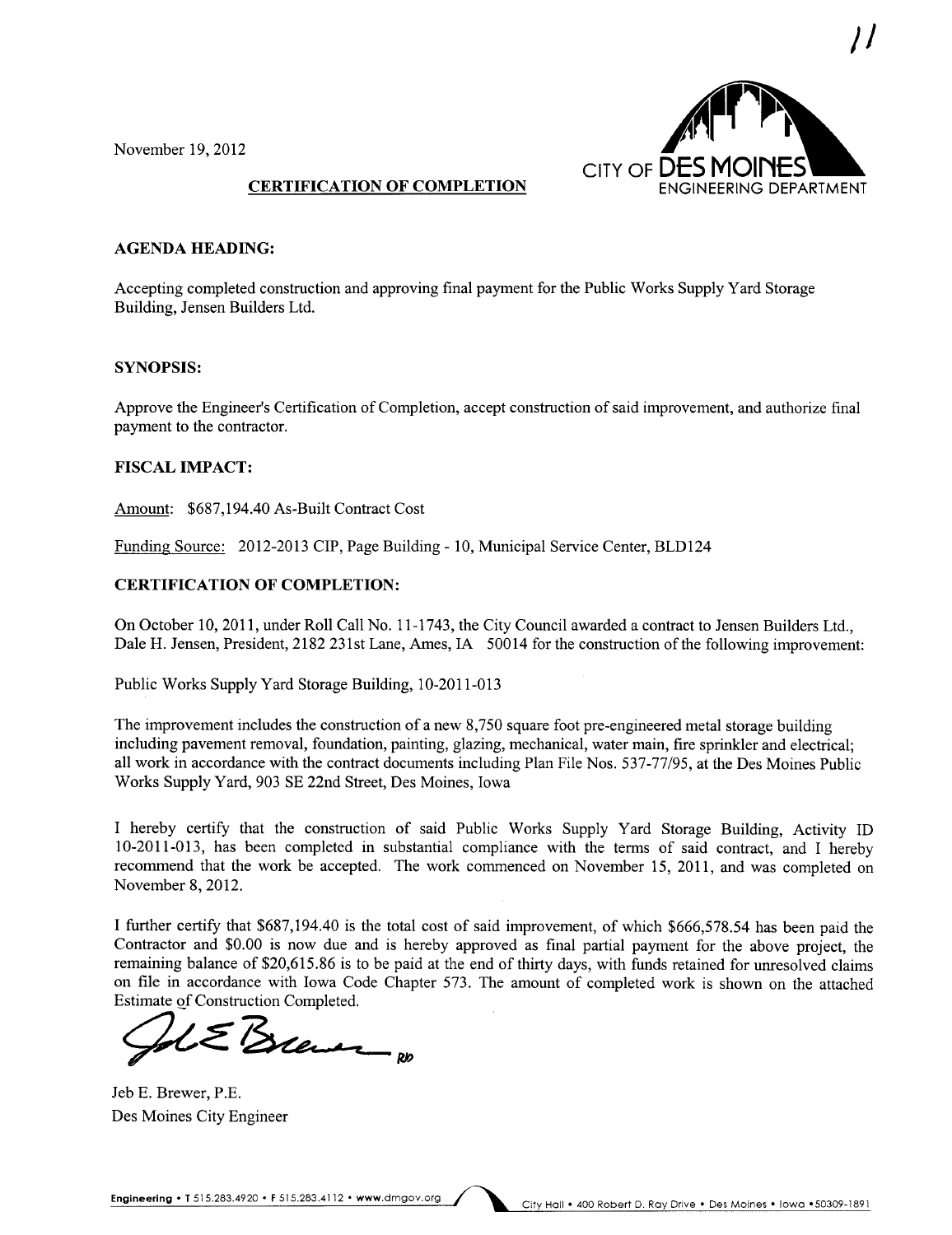11

November 19, 2012

CITY OF DES MOINES
ENGINEERING DEPARTMENT

**CERTIFICATION OF COMPLETION**

**AGENDA HEADING:**

Accepting completed construction and approving final payment for the Public Works Supply Yard Storage Building, Jensen Builders Ltd.

**SYNOPSIS:**

Approve the Engineer's Certification of Completion, accept construction of said improvement, and authorize final payment to the contractor.

**FISCAL IMPACT:**

Amount: $687,194.40 As-Built Contract Cost

Funding Source: 2012-2013 CIP, Page Building - 10, Municipal Service Center, BLD124

**CERTIFICATION OF COMPLETION:**

On October 10, 2011, under Roll Call No. 11-1743, the City Council awarded a contract to Jensen Builders Ltd., Dale H. Jensen, President, 2182 231st Lane, Ames, IA 50014 for the construction of the following improvement:

Public Works Supply Yard Storage Building, 10-2011-013

The improvement includes the construction of a new 8,750 square foot pre-engineered metal storage building including pavement removal, foundation, painting, glazing, mechanical, water main, fire sprinkler and electrical; all work in accordance with the contract documents including Plan File Nos. 537-77/95, at the Des Moines Public Works Supply Yard, 903 SE 22nd Street, Des Moines, Iowa

I hereby certify that the construction of said Public Works Supply Yard Storage Building, Activity ID 10-2011-013, has been completed in substantial compliance with the terms of said contract, and I hereby recommend that the work be accepted. The work commenced on November 15, 2011, and was completed on November 8, 2012.

I further certify that $687,194.40 is the total cost of said improvement, of which $666,578.54 has been paid the Contractor and $0.00 is now due and is hereby approved as final partial payment for the above project, the remaining balance of $20,615.86 is to be paid at the end of thirty days, with funds retained for unresolved claims on file in accordance with Iowa Code Chapter 573. The amount of completed work is shown on the attached Estimate of Construction Completed.

Jeb E. Brewer, P.E.
Des Moines City Engineer

Engineering • T 515.283.4920 • F 515.283.4112 • www.dmgov.org City Hall • 400 Robert D. Ray Drive • Des Moines • Iowa • 50309-1891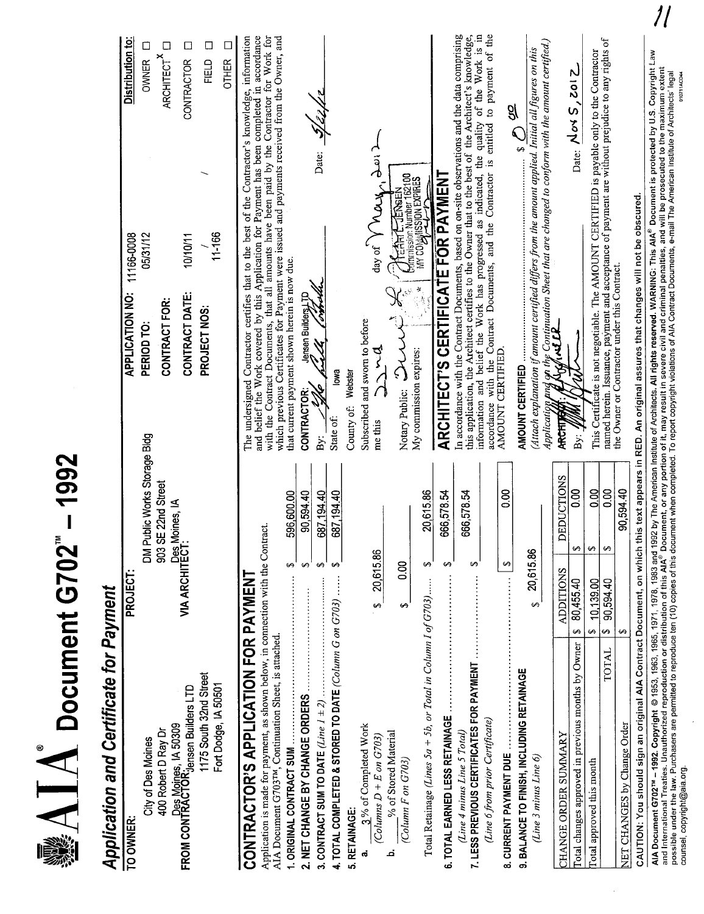# AIA® Document G702™ – 1992

## Application and Certificate for Payment

| | | | | |
|---|---|---|---|---|
| **TO OWNER:** City of Des Moines, 400 Robert D Ray Dr, Des Moines, IA 50309 | **PROJECT:** DM Public Works Storage Bldg, 903 SE 22nd Street, Des Moines, IA | **APPLICATION NO:** 11166-0008 | | **Distribution to:** |
| | | **PERIOD TO:** 05/31/12 | | OWNER ☐ |
| | | **CONTRACT FOR:** | | ARCHITECT X |
| **FROM CONTRACTOR:** Jensen Builders LTD, 1175 South 32nd Street, Fort Dodge, IA 50501 | **VIA ARCHITECT:** | **CONTRACT DATE:** 10/10/11 | | CONTRACTOR ☐ |
| | | **PROJECT NOS:** / 11-166 / | | FIELD ☐ |
| | | | | OTHER ☐ |

## CONTRACTOR'S APPLICATION FOR PAYMENT

Application is made for payment, as shown below, in connection with the Contract.
AIA Document G703™, Continuation Sheet, is attached.

1. **ORIGINAL CONTRACT SUM** ............ $ 596,600.00
2. **NET CHANGE BY CHANGE ORDERS** ............ $ 90,594.40
3. **CONTRACT SUM TO DATE** *(Line 1 ± 2)* ............ $ 687,194.40
4. **TOTAL COMPLETED & STORED TO DATE** *(Column G on G703)* ............ $ 687,194.40
5. **RETAINAGE:**
   a. 3 % of Completed Work *(Columns D + E on G703)* $ 20,615.86
   b. ___ % of Stored Material *(Column F on G703)* $ 0.00

   Total Retainage *(Lines 5a + 5b, or Total in Column I of G703)* ............ $ 20,615.86
6. **TOTAL EARNED LESS RETAINAGE** *(Line 4 minus Line 5 Total)* ............ $ 666,578.54
7. **LESS PREVIOUS CERTIFICATES FOR PAYMENT** *(Line 6 from prior Certificate)* ............ $ 666,578.54
8. **CURRENT PAYMENT DUE** ............ $ 0.00
9. **BALANCE TO FINISH, INCLUDING RETAINAGE** *(Line 3 minus Line 6)* $ 20,615.86

| CHANGE ORDER SUMMARY | ADDITIONS | DEDUCTIONS |
|---|---|---|
| Total changes approved in previous months by Owner | $ 80,455.40 | $ 0.00 |
| Total approved this month | $ 10,139.00 | $ 0.00 |
| TOTAL | $ 90,594.40 | $ 0.00 |
| NET CHANGES by Change Order | $ 90,594.40 | |

The undersigned Contractor certifies that to the best of the Contractor's knowledge, information and belief the Work covered by this Application for Payment has been completed in accordance with the Contract Documents, that all amounts have been paid by the Contractor for Work for which previous Certificates for Payment were issued and payments received from the Owner, and that current payment shown herein is now due.

**CONTRACTOR:** Jensen Builders LTD

By: [signature] Date: 5/22/12

State of: Iowa
County of: Webster
Subscribed and sworn to before me this 22nd day of May, 2012

Notary Public: [signature]
My commission expires:

[Notary seal: TERRI L. JENSEN, Commission Number 162100, MY COMMISSION EXPIRES]

## ARCHITECT'S CERTIFICATE FOR PAYMENT

In accordance with the Contract Documents, based on on-site observations and the data comprising this application, the Architect certifies to the Owner that to the best of the Architect's knowledge, information and belief the Work has progressed as indicated, the quality of the Work is in accordance with the Contract Documents, and the Contractor is entitled to payment of the AMOUNT CERTIFIED.

**AMOUNT CERTIFIED** ............ $ 0 00

*(Attach explanation if amount certified differs from the amount applied. Initial all figures on this Application and on the Continuation Sheet that are changed to conform with the amount certified.)*

**ARCHITECT:** [signature]

By: [signature] Date: Nov 5, 2012

This Certificate is not negotiable. The AMOUNT CERTIFIED is payable only to the Contractor named herein. Issuance, payment and acceptance of payment are without prejudice to any rights of the Owner or Contractor under this Contract.

**CAUTION: You should sign an original AIA Contract Document, on which this text appears in RED. An original assures that changes will not be obscured.**

**AIA Document G702™ – 1992. Copyright** © 1953, 1963, 1965, 1971, 1978, 1983 and 1992 by The American Institute of Architects. **All rights reserved. WARNING:** This AIA® Document is protected by U.S. Copyright Law and International Treaties. Unauthorized reproduction or distribution of this AIA® Document, or any portion of it, may result in severe civil and criminal penalties, and will be prosecuted to the maximum extent possible under the law. Purchasers are permitted to reproduce ten (10) copies of this document when completed. To report copyright violations of AIA Contract Documents, e-mail The American Institute of Architects' legal counsel, copyright@aia.org.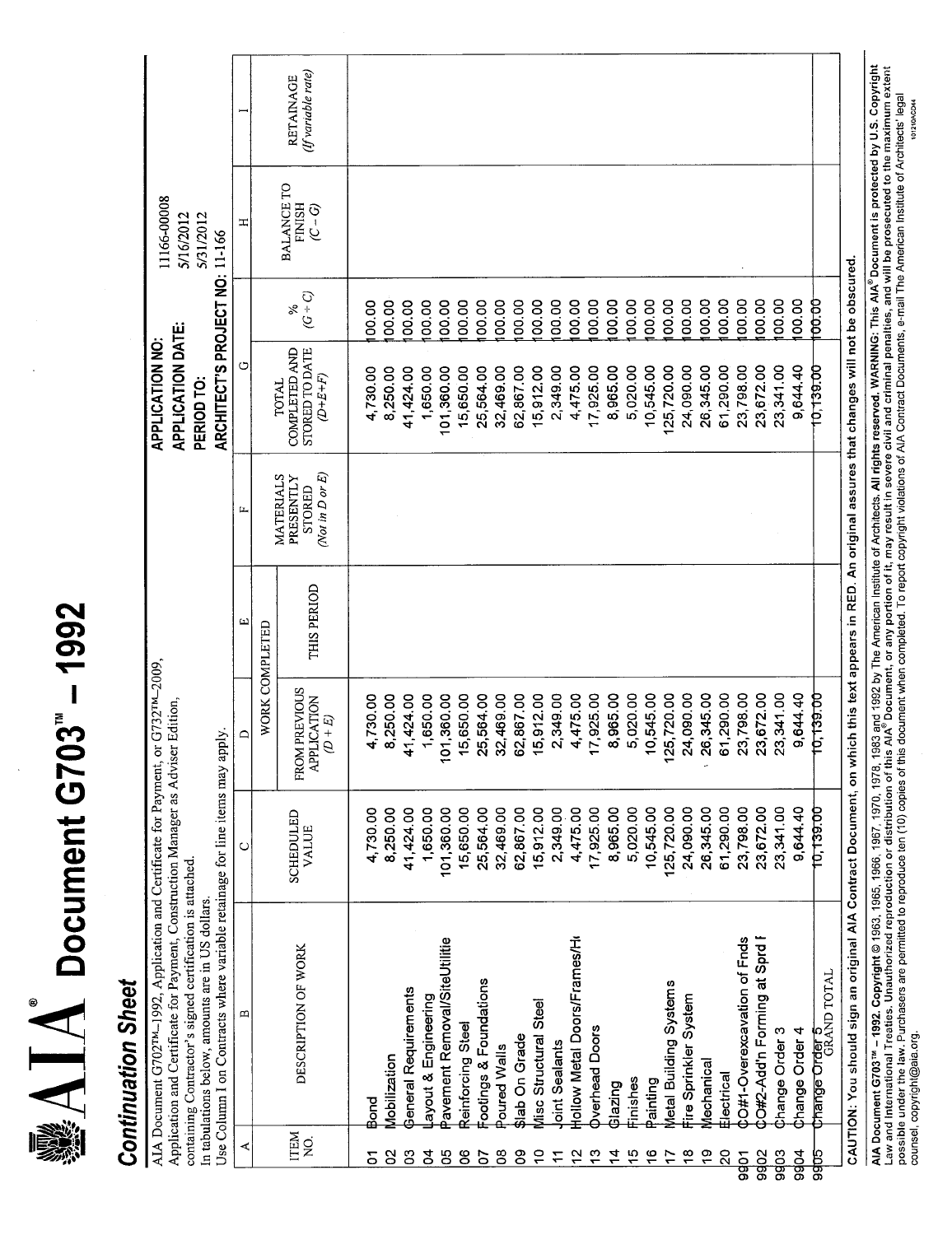# AIA® Document G703™ – 1992

## Continuation Sheet

AIA Document G702™–1992, Application and Certificate for Payment, or G732™–2009, Application and Certificate for Payment, Construction Manager as Adviser Edition, containing Contractor's signed certification is attached.
In tabulations below, amounts are in US dollars.
Use Column I on Contracts where variable retainage for line items may apply.

**APPLICATION NO:** 11166-00008
**APPLICATION DATE:** 5/16/2012
**PERIOD TO:** 5/31/2012
**ARCHITECT'S PROJECT NO:** 11-166

| A | B | C | D | E | F | G | | H | I |
|---|---|---|---|---|---|---|---|---|---|
| ITEM NO. | DESCRIPTION OF WORK | SCHEDULED VALUE | WORK COMPLETED | | MATERIALS PRESENTLY STORED (Not in D or E) | TOTAL COMPLETED AND STORED TO DATE (D+E+F) | % (G ÷ C) | BALANCE TO FINISH (C – G) | RETAINAGE (If variable rate) |
| | | | FROM PREVIOUS APPLICATION (D + E) | THIS PERIOD | | | | | |
| 01 | Bond | 4,730.00 | 4,730.00 | | | 4,730.00 | 100.00 | | |
| 02 | Mobilization | 8,250.00 | 8,250.00 | | | 8,250.00 | 100.00 | | |
| 03 | General Requirements | 41,424.00 | 41,424.00 | | | 41,424.00 | 100.00 | | |
| 04 | Layout & Engineering | 1,650.00 | 1,650.00 | | | 1,650.00 | 100.00 | | |
| 05 | Pavement Removal/SiteUtilitie | 101,360.00 | 101,360.00 | | | 101,360.00 | 100.00 | | |
| 06 | Reinforcing Steel | 15,650.00 | 15,650.00 | | | 15,650.00 | 100.00 | | |
| 07 | Footings & Foundations | 25,564.00 | 25,564.00 | | | 25,564.00 | 100.00 | | |
| 08 | Poured Walls | 32,469.00 | 32,469.00 | | | 32,469.00 | 100.00 | | |
| 09 | Slab On Grade | 62,867.00 | 62,867.00 | | | 62,867.00 | 100.00 | | |
| 10 | Misc Structural Steel | 15,912.00 | 15,912.00 | | | 15,912.00 | 100.00 | | |
| 11 | Joint Sealants | 2,349.00 | 2,349.00 | | | 2,349.00 | 100.00 | | |
| 12 | Hollow Metal Doors/Frames/H | 4,475.00 | 4,475.00 | | | 4,475.00 | 100.00 | | |
| 13 | Overhead Doors | 17,925.00 | 17,925.00 | | | 17,925.00 | 100.00 | | |
| 14 | Glazing | 8,965.00 | 8,965.00 | | | 8,965.00 | 100.00 | | |
| 15 | Finishes | 5,020.00 | 5,020.00 | | | 5,020.00 | 100.00 | | |
| 16 | Painting | 10,545.00 | 10,545.00 | | | 10,545.00 | 100.00 | | |
| 17 | Metal Building Systems | 125,720.00 | 125,720.00 | | | 125,720.00 | 100.00 | | |
| 18 | Fire Sprinkler System | 24,090.00 | 24,090.00 | | | 24,090.00 | 100.00 | | |
| 19 | Mechanical | 26,345.00 | 26,345.00 | | | 26,345.00 | 100.00 | | |
| 20 | Electrical | 61,290.00 | 61,290.00 | | | 61,290.00 | 100.00 | | |
| 9901 | CO#1-Overexcavation of Fnds | 23,798.00 | 23,798.00 | | | 23,798.00 | 100.00 | | |
| 9902 | CO#2-Add'n Forming at Sprd f | 23,672.00 | 23,672.00 | | | 23,672.00 | 100.00 | | |
| 9903 | Change Order 3 | 23,341.00 | 23,341.00 | | | 23,341.00 | 100.00 | | |
| 9904 | Change Order 4 | 9,644.40 | 9,644.40 | | | 9,644.40 | 100.00 | | |
| 9905 | Change Order 5 | 10,139.00 | 10,139.00 | | | 10,139.00 | 100.00 | | |
| | GRAND TOTAL | | | | | | | | |

CAUTION: You should sign an original AIA Contract Document, on which this text appears in RED. An original assures that changes will not be obscured.

**AIA Document G703™ – 1992. Copyright** © 1963, 1965, 1966, 1967, 1970, 1978, 1983 and 1992 by The American Institute of Architects. **All rights reserved. WARNING:** This AIA® Document is protected by U.S. Copyright Law and International Treaties. Unauthorized reproduction or distribution of this AIA® Document, or any portion of it, may result in severe civil and criminal penalties, and will be prosecuted to the maximum extent possible under the law. Purchasers are permitted to reproduce ten (10) copies of this document when completed. To report copyright violations of AIA Contract Documents, e-mail The American Institute of Architects' legal counsel, copyright@aia.org.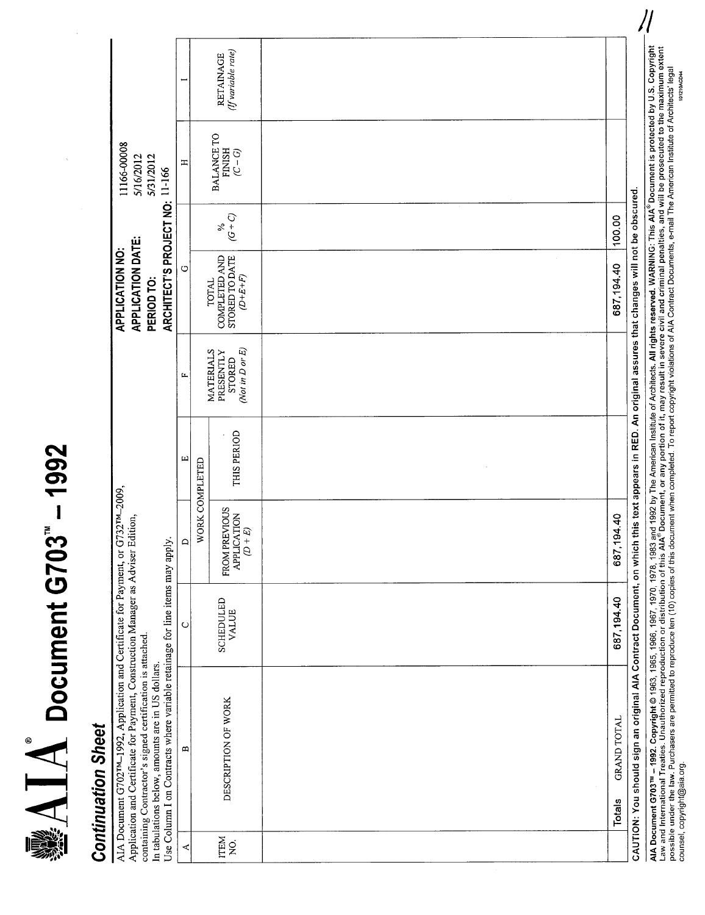# AIA® Document G703™ – 1992

## Continuation Sheet

AIA Document G702™–1992, Application and Certificate for Payment, or G732™–2009, Application and Certificate for Payment, Construction Manager as Adviser Edition, containing Contractor's signed certification is attached.
In tabulations below, amounts are in US dollars.
Use Column I on Contracts where variable retainage for line items may apply.

**APPLICATION NO:** 11166-00008
**APPLICATION DATE:** 5/16/2012
**PERIOD TO:** 5/31/2012
**ARCHITECT'S PROJECT NO:** 11-166

| A | B | C | D | E | F | G | | H | I |
|---|---|---|---|---|---|---|---|---|---|
| | | | WORK COMPLETED | | | | | | |
| ITEM NO. | DESCRIPTION OF WORK | SCHEDULED VALUE | FROM PREVIOUS APPLICATION *(D + E)* | THIS PERIOD | MATERIALS PRESENTLY STORED *(Not in D or E)* | TOTAL COMPLETED AND STORED TO DATE *(D+E+F)* | % *(G ÷ C)* | BALANCE TO FINISH *(C – G)* | RETAINAGE *(If variable rate)* |
| | | | | | | | | | |
| Totals | GRAND TOTAL | 687,194.40 | 687,194.40 | | | 687,194.40 | 100.00 | | |

CAUTION: You should sign an original AIA Contract Document, on which this text appears in RED. An original assures that changes will not be obscured.

**AIA Document G703™ – 1992. Copyright** © 1963, 1965, 1966, 1967, 1970, 1978, 1983 and 1992 by The American Institute of Architects. **All rights reserved. WARNING:** This AIA® Document is protected by U.S. Copyright Law and International Treaties. Unauthorized reproduction or distribution of this AIA® Document, or any portion of it, may result in severe civil and criminal penalties, and will be prosecuted to the maximum extent possible under the law. Purchasers are permitted to reproduce ten (10) copies of this document when completed. To report copyright violations of AIA Contract Documents, e-mail The American Institute of Architects' legal counsel, copyright@aia.org.